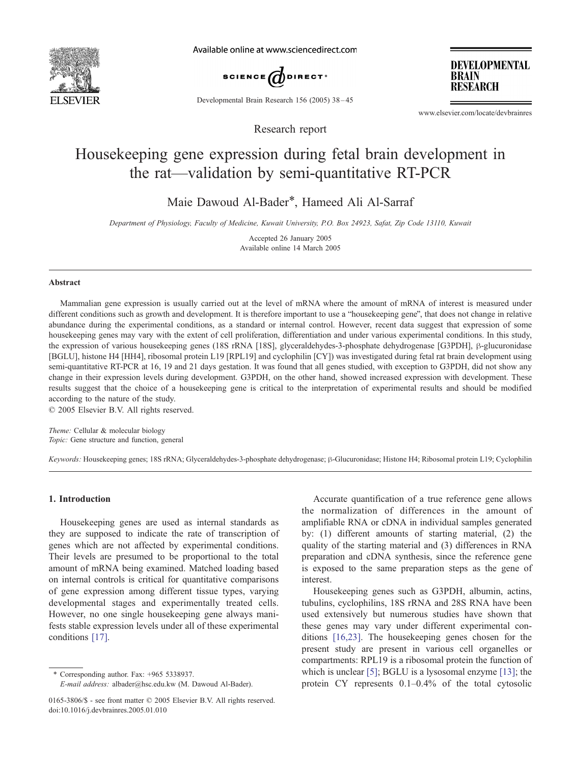Research report

# Housekeeping gene expression during fetal brain development in the rat—validation by semi-quantitative RT-PCR

Maie Dawoud Al-Bader*, Hameed Ali Al-Sarraf

*Department of Physiology, Faculty of Medicine, Kuwait University, P.O. Box 24923, Safat, Zip Code 13110, Kuwait*

Accepted 26 January 2005
Available online 14 March 2005

## Abstract

Mammalian gene expression is usually carried out at the level of mRNA where the amount of mRNA of interest is measured under different conditions such as growth and development. It is therefore important to use a "housekeeping gene", that does not change in relative abundance during the experimental conditions, as a standard or internal control. However, recent data suggest that expression of some housekeeping genes may vary with the extent of cell proliferation, differentiation and under various experimental conditions. In this study, the expression of various housekeeping genes (18S rRNA [18S], glyceraldehydes-3-phosphate dehydrogenase [G3PDH], β-glucuronidase [BGLU], histone H4 [HH4], ribosomal protein L19 [RPL19] and cyclophilin [CY]) was investigated during fetal rat brain development using semi-quantitative RT-PCR at 16, 19 and 21 days gestation. It was found that all genes studied, with exception to G3PDH, did not show any change in their expression levels during development. G3PDH, on the other hand, showed increased expression with development. These results suggest that the choice of a housekeeping gene is critical to the interpretation of experimental results and should be modified according to the nature of the study.

© 2005 Elsevier B.V. All rights reserved.

*Theme:* Cellular & molecular biology
*Topic:* Gene structure and function, general

*Keywords:* Housekeeping genes; 18S rRNA; Glyceraldehydes-3-phosphate dehydrogenase; β-Glucuronidase; Histone H4; Ribosomal protein L19; Cyclophilin

## 1. Introduction

Housekeeping genes are used as internal standards as they are supposed to indicate the rate of transcription of genes which are not affected by experimental conditions. Their levels are presumed to be proportional to the total amount of mRNA being examined. Matched loading based on internal controls is critical for quantitative comparisons of gene expression among different tissue types, varying developmental stages and experimentally treated cells. However, no one single housekeeping gene always manifests stable expression levels under all of these experimental conditions [17].

Accurate quantification of a true reference gene allows the normalization of differences in the amount of amplifiable RNA or cDNA in individual samples generated by: (1) different amounts of starting material, (2) the quality of the starting material and (3) differences in RNA preparation and cDNA synthesis, since the reference gene is exposed to the same preparation steps as the gene of interest.

Housekeeping genes such as G3PDH, albumin, actins, tubulins, cyclophilins, 18S rRNA and 28S RNA have been used extensively but numerous studies have shown that these genes may vary under different experimental conditions [16,23]. The housekeeping genes chosen for the present study are present in various cell organelles or compartments: RPL19 is a ribosomal protein the function of which is unclear [5]; BGLU is a lysosomal enzyme [13]; the protein CY represents 0.1–0.4% of the total cytosolic

* Corresponding author. Fax: +965 5338937.
*E-mail address:* albader@hsc.edu.kw (M. Dawoud Al-Bader).

0165-3806/$ - see front matter © 2005 Elsevier B.V. All rights reserved.
doi:10.1016/j.devbrainres.2005.01.010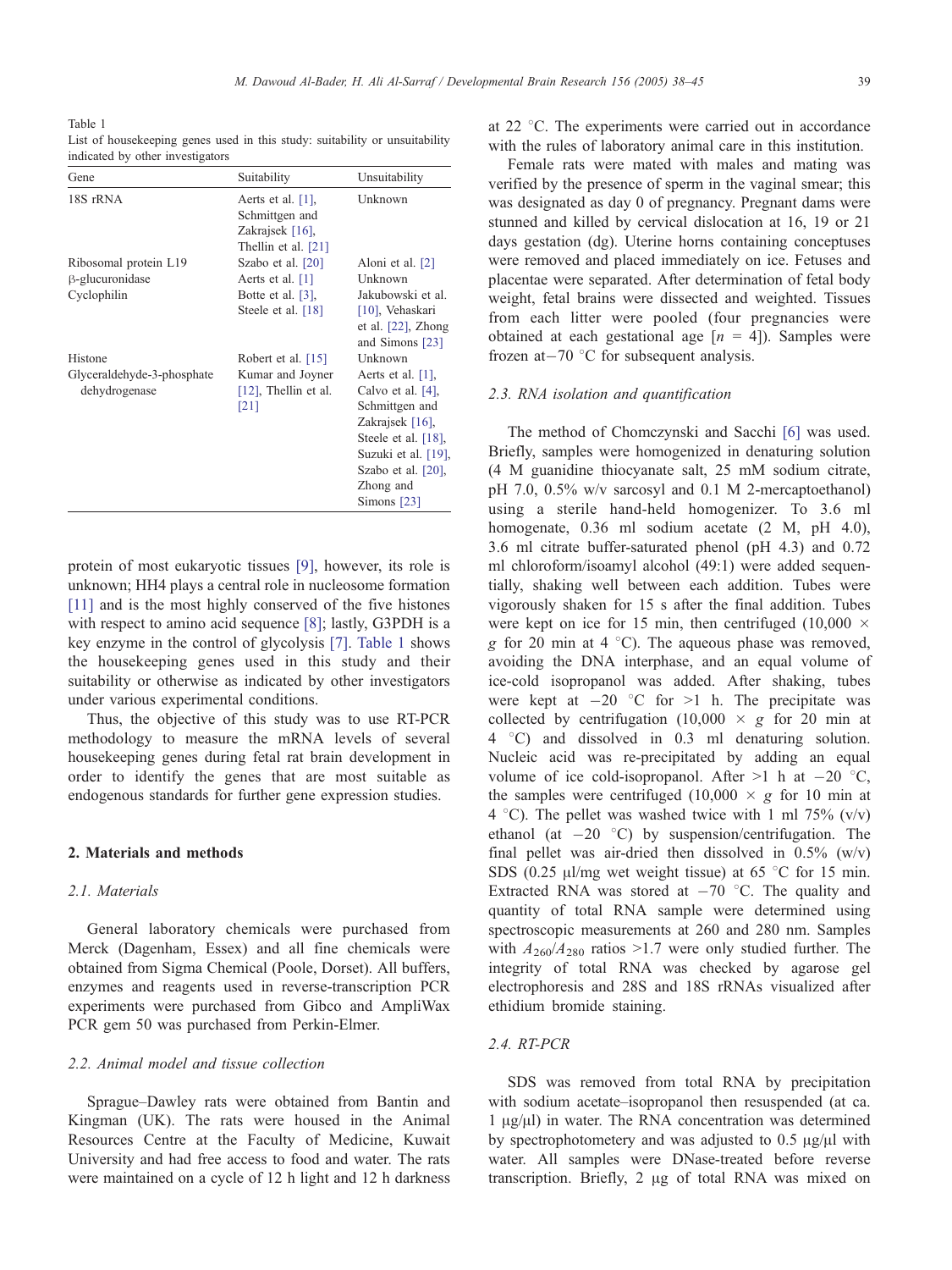Table 1
List of housekeeping genes used in this study: suitability or unsuitability indicated by other investigators

| Gene | Suitability | Unsuitability |
|---|---|---|
| 18S rRNA | Aerts et al. [1], Schmittgen and Zakrajsek [16], Thellin et al. [21] | Unknown |
| Ribosomal protein L19 | Szabo et al. [20] | Aloni et al. [2] |
| β-glucuronidase | Aerts et al. [1] | Unknown |
| Cyclophilin | Botte et al. [3], Steele et al. [18] | Jakubowski et al. [10], Vehaskari et al. [22], Zhong and Simons [23] |
| Histone | Robert et al. [15] | Unknown |
| Glyceraldehyde-3-phosphate dehydrogenase | Kumar and Joyner [12], Thellin et al. [21] | Aerts et al. [1], Calvo et al. [4], Schmittgen and Zakrajsek [16], Steele et al. [18], Suzuki et al. [19], Szabo et al. [20], Zhong and Simons [23] |

protein of most eukaryotic tissues [9], however, its role is unknown; HH4 plays a central role in nucleosome formation [11] and is the most highly conserved of the five histones with respect to amino acid sequence [8]; lastly, G3PDH is a key enzyme in the control of glycolysis [7]. Table 1 shows the housekeeping genes used in this study and their suitability or otherwise as indicated by other investigators under various experimental conditions.

Thus, the objective of this study was to use RT-PCR methodology to measure the mRNA levels of several housekeeping genes during fetal rat brain development in order to identify the genes that are most suitable as endogenous standards for further gene expression studies.

## 2. Materials and methods

### 2.1. Materials

General laboratory chemicals were purchased from Merck (Dagenham, Essex) and all fine chemicals were obtained from Sigma Chemical (Poole, Dorset). All buffers, enzymes and reagents used in reverse-transcription PCR experiments were purchased from Gibco and AmpliWax PCR gem 50 was purchased from Perkin-Elmer.

### 2.2. Animal model and tissue collection

Sprague–Dawley rats were obtained from Bantin and Kingman (UK). The rats were housed in the Animal Resources Centre at the Faculty of Medicine, Kuwait University and had free access to food and water. The rats were maintained on a cycle of 12 h light and 12 h darkness at 22 °C. The experiments were carried out in accordance with the rules of laboratory animal care in this institution.

Female rats were mated with males and mating was verified by the presence of sperm in the vaginal smear; this was designated as day 0 of pregnancy. Pregnant dams were stunned and killed by cervical dislocation at 16, 19 or 21 days gestation (dg). Uterine horns containing conceptuses were removed and placed immediately on ice. Fetuses and placentae were separated. After determination of fetal body weight, fetal brains were dissected and weighted. Tissues from each litter were pooled (four pregnancies were obtained at each gestational age [$n$ = 4]). Samples were frozen at−70 °C for subsequent analysis.

### 2.3. RNA isolation and quantification

The method of Chomczynski and Sacchi [6] was used. Briefly, samples were homogenized in denaturing solution (4 M guanidine thiocyanate salt, 25 mM sodium citrate, pH 7.0, 0.5% w/v sarcosyl and 0.1 M 2-mercaptoethanol) using a sterile hand-held homogenizer. To 3.6 ml homogenate, 0.36 ml sodium acetate (2 M, pH 4.0), 3.6 ml citrate buffer-saturated phenol (pH 4.3) and 0.72 ml chloroform/isoamyl alcohol (49:1) were added sequentially, shaking well between each addition. Tubes were vigorously shaken for 15 s after the final addition. Tubes were kept on ice for 15 min, then centrifuged (10,000 × $g$ for 20 min at 4 °C). The aqueous phase was removed, avoiding the DNA interphase, and an equal volume of ice-cold isopropanol was added. After shaking, tubes were kept at −20 °C for >1 h. The precipitate was collected by centrifugation (10,000 × $g$ for 20 min at 4 °C) and dissolved in 0.3 ml denaturing solution. Nucleic acid was re-precipitated by adding an equal volume of ice cold-isopropanol. After >1 h at −20 °C, the samples were centrifuged (10,000 × $g$ for 10 min at 4 °C). The pellet was washed twice with 1 ml 75% (v/v) ethanol (at −20 °C) by suspension/centrifugation. The final pellet was air-dried then dissolved in 0.5% (w/v) SDS (0.25 μl/mg wet weight tissue) at 65 °C for 15 min. Extracted RNA was stored at −70 °C. The quality and quantity of total RNA sample were determined using spectroscopic measurements at 260 and 280 nm. Samples with $A_{260}/A_{280}$ ratios >1.7 were only studied further. The integrity of total RNA was checked by agarose gel electrophoresis and 28S and 18S rRNAs visualized after ethidium bromide staining.

### 2.4. RT-PCR

SDS was removed from total RNA by precipitation with sodium acetate–isopropanol then resuspended (at ca. 1 μg/μl) in water. The RNA concentration was determined by spectrophotometery and was adjusted to 0.5 μg/μl with water. All samples were DNase-treated before reverse transcription. Briefly, 2 μg of total RNA was mixed on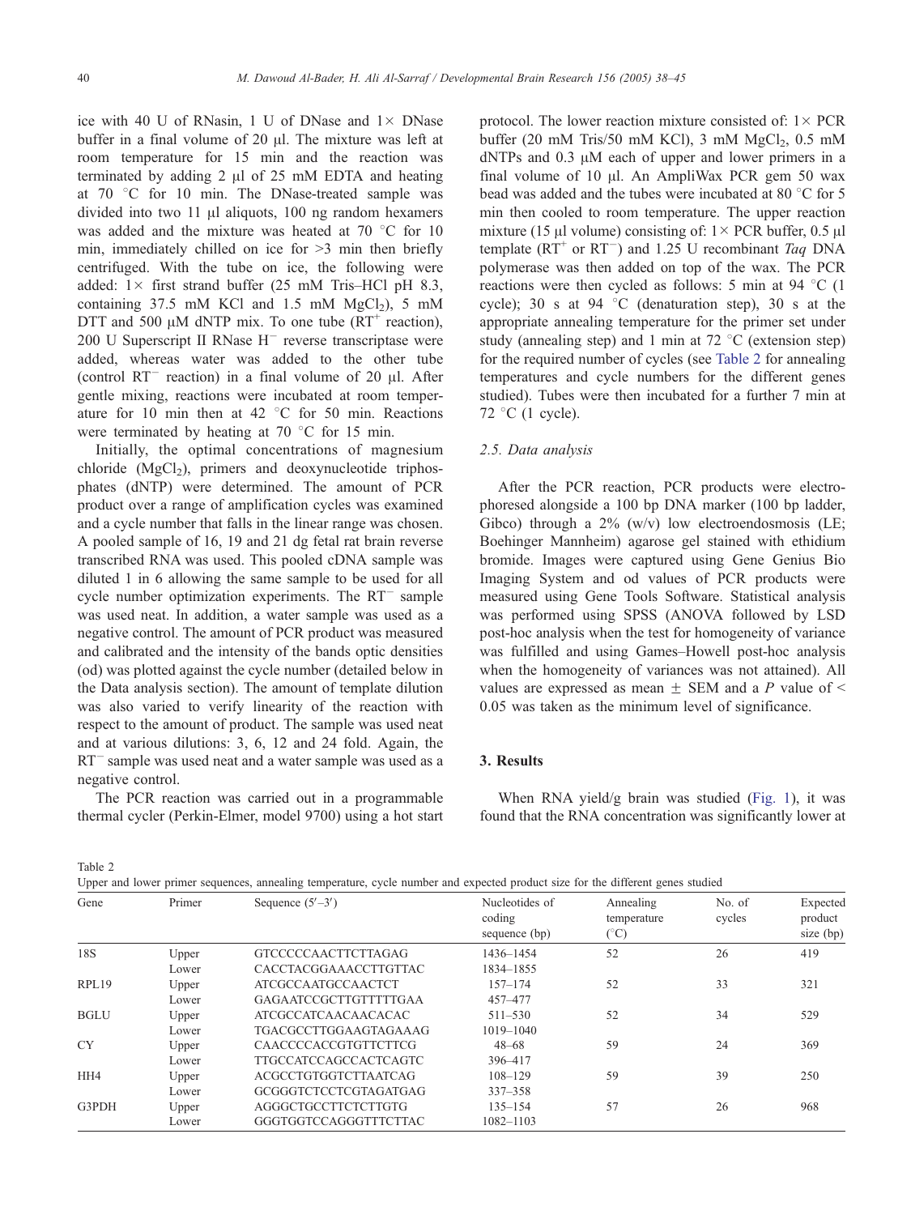ice with 40 U of RNasin, 1 U of DNase and 1× DNase buffer in a final volume of 20 μl. The mixture was left at room temperature for 15 min and the reaction was terminated by adding 2 μl of 25 mM EDTA and heating at 70 °C for 10 min. The DNase-treated sample was divided into two 11 μl aliquots, 100 ng random hexamers was added and the mixture was heated at 70 °C for 10 min, immediately chilled on ice for >3 min then briefly centrifuged. With the tube on ice, the following were added: 1× first strand buffer (25 mM Tris–HCl pH 8.3, containing 37.5 mM KCl and 1.5 mM $MgCl_2$), 5 mM DTT and 500 μM dNTP mix. To one tube ($RT^+$ reaction), 200 U Superscript II RNase $H^-$ reverse transcriptase were added, whereas water was added to the other tube (control $RT^-$ reaction) in a final volume of 20 μl. After gentle mixing, reactions were incubated at room temperature for 10 min then at 42 °C for 50 min. Reactions were terminated by heating at 70 °C for 15 min.

Initially, the optimal concentrations of magnesium chloride ($MgCl_2$), primers and deoxynucleotide triphosphates (dNTP) were determined. The amount of PCR product over a range of amplification cycles was examined and a cycle number that falls in the linear range was chosen. A pooled sample of 16, 19 and 21 dg fetal rat brain reverse transcribed RNA was used. This pooled cDNA sample was diluted 1 in 6 allowing the same sample to be used for all cycle number optimization experiments. The $RT^-$ sample was used neat. In addition, a water sample was used as a negative control. The amount of PCR product was measured and calibrated and the intensity of the bands optic densities (od) was plotted against the cycle number (detailed below in the Data analysis section). The amount of template dilution was also varied to verify linearity of the reaction with respect to the amount of product. The sample was used neat and at various dilutions: 3, 6, 12 and 24 fold. Again, the $RT^-$ sample was used neat and a water sample was used as a negative control.

The PCR reaction was carried out in a programmable thermal cycler (Perkin-Elmer, model 9700) using a hot start protocol. The lower reaction mixture consisted of: 1× PCR buffer (20 mM Tris/50 mM KCl), 3 mM $MgCl_2$, 0.5 mM dNTPs and 0.3 μM each of upper and lower primers in a final volume of 10 μl. An AmpliWax PCR gem 50 wax bead was added and the tubes were incubated at 80 °C for 5 min then cooled to room temperature. The upper reaction mixture (15 μl volume) consisting of: 1× PCR buffer, 0.5 μl template ($RT^+$ or $RT^-$) and 1.25 U recombinant *Taq* DNA polymerase was then added on top of the wax. The PCR reactions were then cycled as follows: 5 min at 94 °C (1 cycle); 30 s at 94 °C (denaturation step), 30 s at the appropriate annealing temperature for the primer set under study (annealing step) and 1 min at 72 °C (extension step) for the required number of cycles (see Table 2 for annealing temperatures and cycle numbers for the different genes studied). Tubes were then incubated for a further 7 min at 72 °C (1 cycle).

### 2.5. Data analysis

After the PCR reaction, PCR products were electrophoresed alongside a 100 bp DNA marker (100 bp ladder, Gibco) through a 2% (w/v) low electroendosmosis (LE; Boehinger Mannheim) agarose gel stained with ethidium bromide. Images were captured using Gene Genius Bio Imaging System and od values of PCR products were measured using Gene Tools Software. Statistical analysis was performed using SPSS (ANOVA followed by LSD post-hoc analysis when the test for homogeneity of variance was fulfilled and using Games–Howell post-hoc analysis when the homogeneity of variances was not attained). All values are expressed as mean ± SEM and a $P$ value of < 0.05 was taken as the minimum level of significance.

## 3. Results

When RNA yield/g brain was studied (Fig. 1), it was found that the RNA concentration was significantly lower at

Table 2
Upper and lower primer sequences, annealing temperature, cycle number and expected product size for the different genes studied

| Gene | Primer | Sequence (5′–3′) | Nucleotides of coding sequence (bp) | Annealing temperature (°C) | No. of cycles | Expected product size (bp) |
|---|---|---|---|---|---|---|
| 18S | Upper | GTCCCCCAACTTCTTAGAG | 1436–1454 | 52 | 26 | 419 |
| | Lower | CACCTACGGAAACCTTGTTAC | 1834–1855 | | | |
| RPL19 | Upper | ATCGCCAATGCCAACTCT | 157–174 | 52 | 33 | 321 |
| | Lower | GAGAATCCGCTTGTTTTTGAA | 457–477 | | | |
| BGLU | Upper | ATCGCCATCAACAACACAC | 511–530 | 52 | 34 | 529 |
| | Lower | TGACGCCTTGGAAGTAGAAAG | 1019–1040 | | | |
| CY | Upper | CAACCCCACCGTGTTCTTCG | 48–68 | 59 | 24 | 369 |
| | Lower | TTGCCATCCAGCCACTCAGTC | 396–417 | | | |
| HH4 | Upper | ACGCCTGTGGTCTTAATCAG | 108–129 | 59 | 39 | 250 |
| | Lower | GCGGGTCTCCTCGTAGATGAG | 337–358 | | | |
| G3PDH | Upper | AGGGCTGCCTTCTCTTGTG | 135–154 | 57 | 26 | 968 |
| | Lower | GGGTGGTCCAGGGTTTCTTAC | 1082–1103 | | | |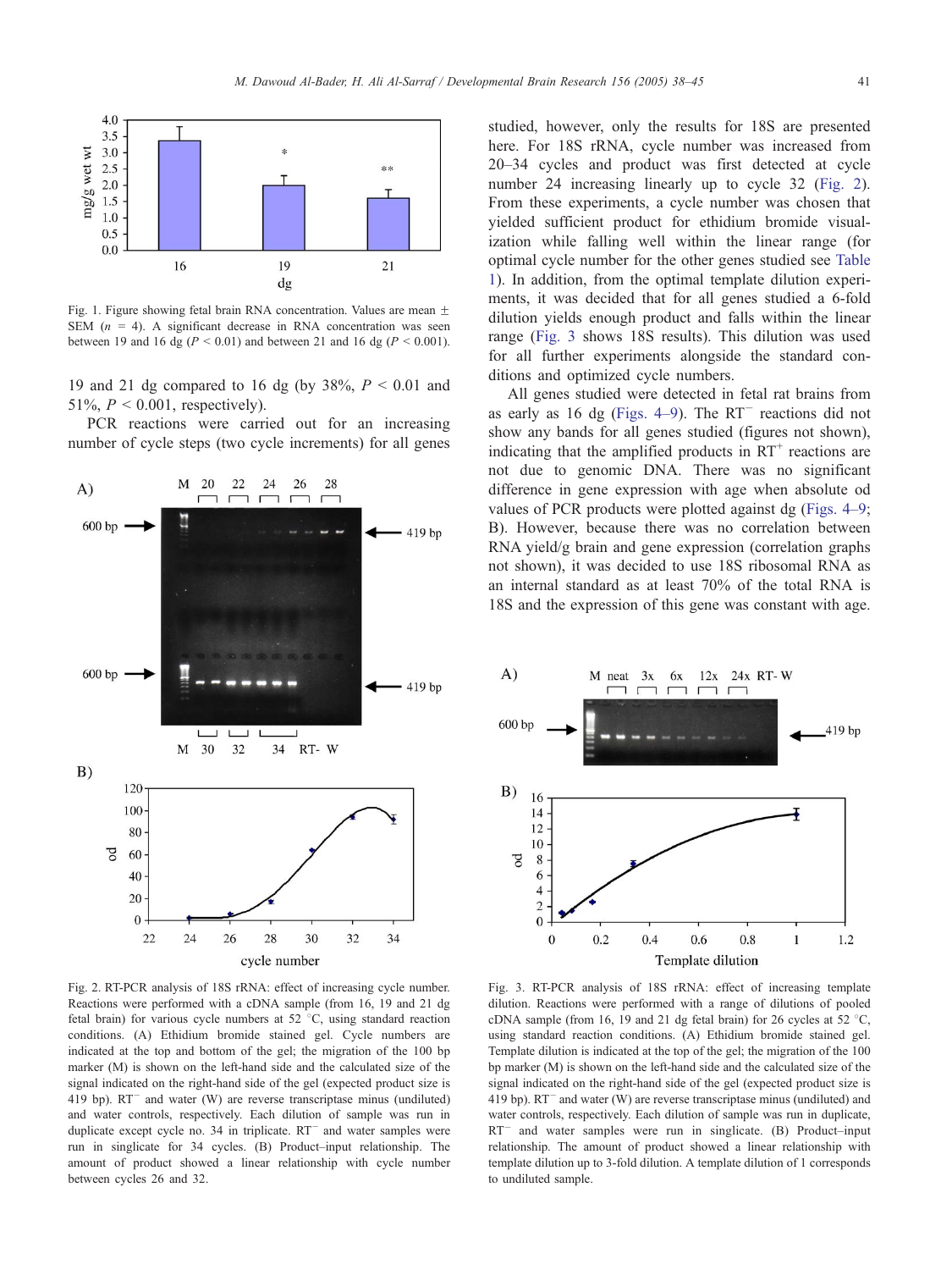Fig. 1. Figure showing fetal brain RNA concentration. Values are mean ± SEM ($n$ = 4). A significant decrease in RNA concentration was seen between 19 and 16 dg ($P$ < 0.01) and between 21 and 16 dg ($P$ < 0.001).

19 and 21 dg compared to 16 dg (by 38%, $P$ < 0.01 and 51%, $P$ < 0.001, respectively).

PCR reactions were carried out for an increasing number of cycle steps (two cycle increments) for all genes studied, however, only the results for 18S are presented here. For 18S rRNA, cycle number was increased from 20–34 cycles and product was first detected at cycle number 24 increasing linearly up to cycle 32 (Fig. 2). From these experiments, a cycle number was chosen that yielded sufficient product for ethidium bromide visualization while falling well within the linear range (for optimal cycle number for the other genes studied see Table 1). In addition, from the optimal template dilution experiments, it was decided that for all genes studied a 6-fold dilution yields enough product and falls within the linear range (Fig. 3 shows 18S results). This dilution was used for all further experiments alongside the standard conditions and optimized cycle numbers.

All genes studied were detected in fetal rat brains from as early as 16 dg (Figs. 4–9). The $RT^{-}$ reactions did not show any bands for all genes studied (figures not shown), indicating that the amplified products in $RT^{+}$ reactions are not due to genomic DNA. There was no significant difference in gene expression with age when absolute od values of PCR products were plotted against dg (Figs. 4–9; B). However, because there was no correlation between RNA yield/g brain and gene expression (correlation graphs not shown), it was decided to use 18S ribosomal RNA as an internal standard as at least 70% of the total RNA is 18S and the expression of this gene was constant with age.

Fig. 2. RT-PCR analysis of 18S rRNA: effect of increasing cycle number. Reactions were performed with a cDNA sample (from 16, 19 and 21 dg fetal brain) for various cycle numbers at 52 °C, using standard reaction conditions. (A) Ethidium bromide stained gel. Cycle numbers are indicated at the top and bottom of the gel; the migration of the 100 bp marker (M) is shown on the left-hand side and the calculated size of the signal indicated on the right-hand side of the gel (expected product size is 419 bp). $RT^{-}$ and water (W) are reverse transcriptase minus (undiluted) and water controls, respectively. Each dilution of sample was run in duplicate except cycle no. 34 in triplicate. $RT^{-}$ and water samples were run in singlicate for 34 cycles. (B) Product–input relationship. The amount of product showed a linear relationship with cycle number between cycles 26 and 32.

Fig. 3. RT-PCR analysis of 18S rRNA: effect of increasing template dilution. Reactions were performed with a range of dilutions of pooled cDNA sample (from 16, 19 and 21 dg fetal brain) for 26 cycles at 52 °C, using standard reaction conditions. (A) Ethidium bromide stained gel. Template dilution is indicated at the top of the gel; the migration of the 100 bp marker (M) is shown on the left-hand side and the calculated size of the signal indicated on the right-hand side of the gel (expected product size is 419 bp). $RT^{-}$ and water (W) are reverse transcriptase minus (undiluted) and water controls, respectively. Each dilution of sample was run in duplicate, $RT^{-}$ and water samples were run in singlicate. (B) Product–input relationship. The amount of product showed a linear relationship with template dilution up to 3-fold dilution. A template dilution of 1 corresponds to undiluted sample.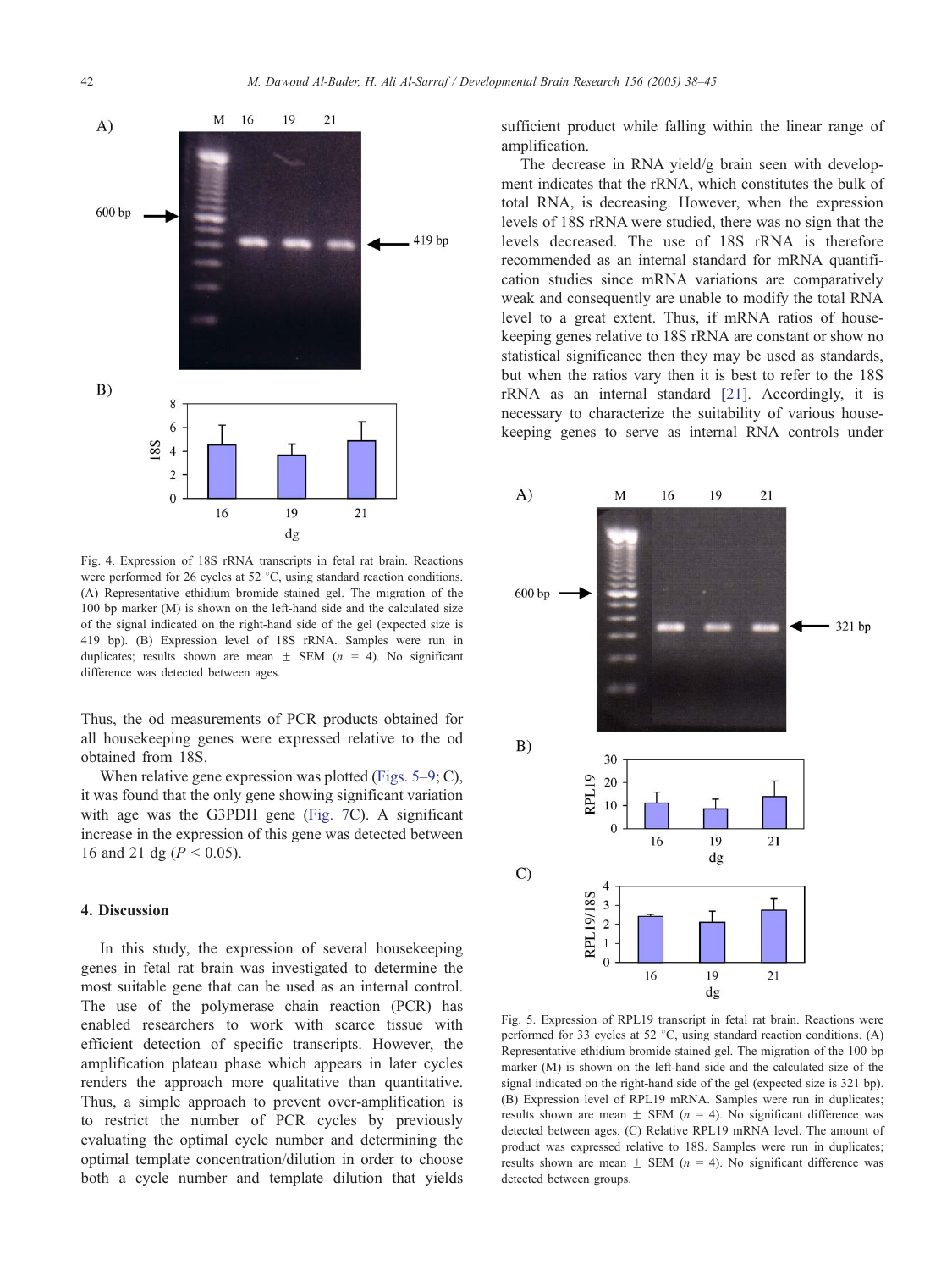Fig. 4. Expression of 18S rRNA transcripts in fetal rat brain. Reactions were performed for 26 cycles at 52 °C, using standard reaction conditions. (A) Representative ethidium bromide stained gel. The migration of the 100 bp marker (M) is shown on the left-hand side and the calculated size of the signal indicated on the right-hand side of the gel (expected size is 419 bp). (B) Expression level of 18S rRNA. Samples were run in duplicates; results shown are mean ± SEM ($n$ = 4). No significant difference was detected between ages.

Thus, the od measurements of PCR products obtained for all housekeeping genes were expressed relative to the od obtained from 18S.

When relative gene expression was plotted (Figs. 5–9; C), it was found that the only gene showing significant variation with age was the G3PDH gene (Fig. 7C). A significant increase in the expression of this gene was detected between 16 and 21 dg ($P < 0.05$).

## 4. Discussion

In this study, the expression of several housekeeping genes in fetal rat brain was investigated to determine the most suitable gene that can be used as an internal control. The use of the polymerase chain reaction (PCR) has enabled researchers to work with scarce tissue with efficient detection of specific transcripts. However, the amplification plateau phase which appears in later cycles renders the approach more qualitative than quantitative. Thus, a simple approach to prevent over-amplification is to restrict the number of PCR cycles by previously evaluating the optimal cycle number and determining the optimal template concentration/dilution in order to choose both a cycle number and template dilution that yields sufficient product while falling within the linear range of amplification.

The decrease in RNA yield/g brain seen with development indicates that the rRNA, which constitutes the bulk of total RNA, is decreasing. However, when the expression levels of 18S rRNA were studied, there was no sign that the levels decreased. The use of 18S rRNA is therefore recommended as an internal standard for mRNA quantification studies since mRNA variations are comparatively weak and consequently are unable to modify the total RNA level to a great extent. Thus, if mRNA ratios of housekeeping genes relative to 18S rRNA are constant or show no statistical significance then they may be used as standards, but when the ratios vary then it is best to refer to the 18S rRNA as an internal standard [21]. Accordingly, it is necessary to characterize the suitability of various housekeeping genes to serve as internal RNA controls under

Fig. 5. Expression of RPL19 transcript in fetal rat brain. Reactions were performed for 33 cycles at 52 °C, using standard reaction conditions. (A) Representative ethidium bromide stained gel. The migration of the 100 bp marker (M) is shown on the left-hand side and the calculated size of the signal indicated on the right-hand side of the gel (expected size is 321 bp). (B) Expression level of RPL19 mRNA. Samples were run in duplicates; results shown are mean ± SEM ($n$ = 4). No significant difference was detected between ages. (C) Relative RPL19 mRNA level. The amount of product was expressed relative to 18S. Samples were run in duplicates; results shown are mean ± SEM ($n$ = 4). No significant difference was detected between groups.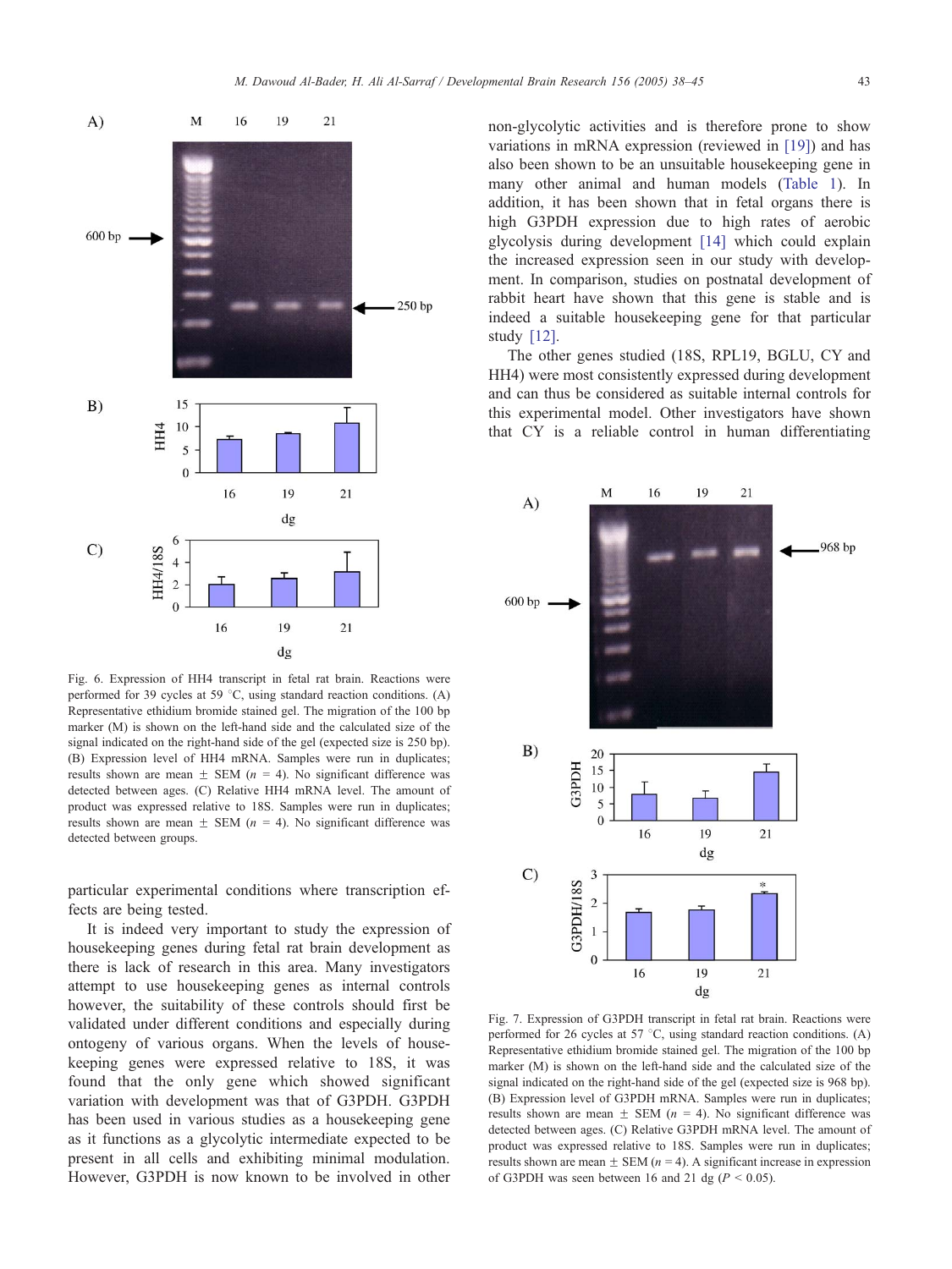Fig. 6. Expression of HH4 transcript in fetal rat brain. Reactions were performed for 39 cycles at 59 °C, using standard reaction conditions. (A) Representative ethidium bromide stained gel. The migration of the 100 bp marker (M) is shown on the left-hand side and the calculated size of the signal indicated on the right-hand side of the gel (expected size is 250 bp). (B) Expression level of HH4 mRNA. Samples were run in duplicates; results shown are mean ± SEM ($n$ = 4). No significant difference was detected between ages. (C) Relative HH4 mRNA level. The amount of product was expressed relative to 18S. Samples were run in duplicates; results shown are mean ± SEM ($n$ = 4). No significant difference was detected between groups.

particular experimental conditions where transcription effects are being tested.

It is indeed very important to study the expression of housekeeping genes during fetal rat brain development as there is lack of research in this area. Many investigators attempt to use housekeeping genes as internal controls however, the suitability of these controls should first be validated under different conditions and especially during ontogeny of various organs. When the levels of housekeeping genes were expressed relative to 18S, it was found that the only gene which showed significant variation with development was that of G3PDH. G3PDH has been used in various studies as a housekeeping gene as it functions as a glycolytic intermediate expected to be present in all cells and exhibiting minimal modulation. However, G3PDH is now known to be involved in other non-glycolytic activities and is therefore prone to show variations in mRNA expression (reviewed in [19]) and has also been shown to be an unsuitable housekeeping gene in many other animal and human models (Table 1). In addition, it has been shown that in fetal organs there is high G3PDH expression due to high rates of aerobic glycolysis during development [14] which could explain the increased expression seen in our study with development. In comparison, studies on postnatal development of rabbit heart have shown that this gene is stable and is indeed a suitable housekeeping gene for that particular study [12].

The other genes studied (18S, RPL19, BGLU, CY and HH4) were most consistently expressed during development and can thus be considered as suitable internal controls for this experimental model. Other investigators have shown that CY is a reliable control in human differentiating

Fig. 7. Expression of G3PDH transcript in fetal rat brain. Reactions were performed for 26 cycles at 57 °C, using standard reaction conditions. (A) Representative ethidium bromide stained gel. The migration of the 100 bp marker (M) is shown on the left-hand side and the calculated size of the signal indicated on the right-hand side of the gel (expected size is 968 bp). (B) Expression level of G3PDH mRNA. Samples were run in duplicates; results shown are mean ± SEM ($n$ = 4). No significant difference was detected between ages. (C) Relative G3PDH mRNA level. The amount of product was expressed relative to 18S. Samples were run in duplicates; results shown are mean ± SEM ($n$ = 4). A significant increase in expression of G3PDH was seen between 16 and 21 dg ($P$ < 0.05).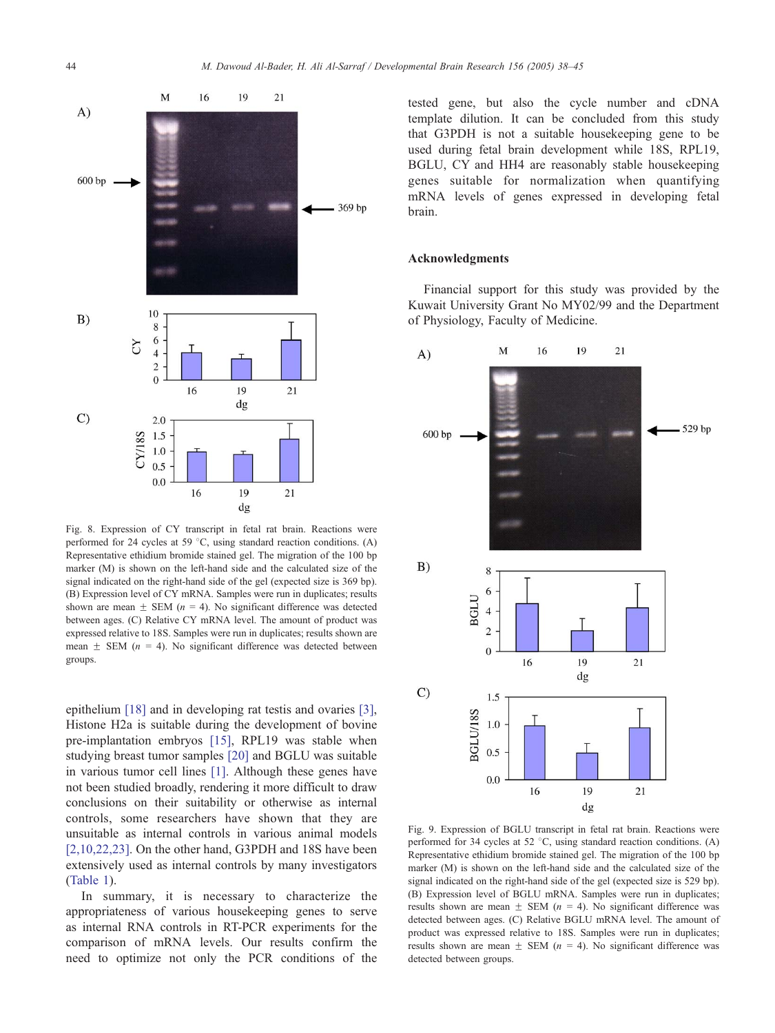Fig. 8. Expression of CY transcript in fetal rat brain. Reactions were performed for 24 cycles at 59 °C, using standard reaction conditions. (A) Representative ethidium bromide stained gel. The migration of the 100 bp marker (M) is shown on the left-hand side and the calculated size of the signal indicated on the right-hand side of the gel (expected size is 369 bp). (B) Expression level of CY mRNA. Samples were run in duplicates; results shown are mean ± SEM ($n$ = 4). No significant difference was detected between ages. (C) Relative CY mRNA level. The amount of product was expressed relative to 18S. Samples were run in duplicates; results shown are mean ± SEM ($n$ = 4). No significant difference was detected between groups.

epithelium [18] and in developing rat testis and ovaries [3], Histone H2a is suitable during the development of bovine pre-implantation embryos [15], RPL19 was stable when studying breast tumor samples [20] and BGLU was suitable in various tumor cell lines [1]. Although these genes have not been studied broadly, rendering it more difficult to draw conclusions on their suitability or otherwise as internal controls, some researchers have shown that they are unsuitable as internal controls in various animal models [2,10,22,23]. On the other hand, G3PDH and 18S have been extensively used as internal controls by many investigators (Table 1).

In summary, it is necessary to characterize the appropriateness of various housekeeping genes to serve as internal RNA controls in RT-PCR experiments for the comparison of mRNA levels. Our results confirm the need to optimize not only the PCR conditions of the tested gene, but also the cycle number and cDNA template dilution. It can be concluded from this study that G3PDH is not a suitable housekeeping gene to be used during fetal brain development while 18S, RPL19, BGLU, CY and HH4 are reasonably stable housekeeping genes suitable for normalization when quantifying mRNA levels of genes expressed in developing fetal brain.

## Acknowledgments

Financial support for this study was provided by the Kuwait University Grant No MY02/99 and the Department of Physiology, Faculty of Medicine.

Fig. 9. Expression of BGLU transcript in fetal rat brain. Reactions were performed for 34 cycles at 52 °C, using standard reaction conditions. (A) Representative ethidium bromide stained gel. The migration of the 100 bp marker (M) is shown on the left-hand side and the calculated size of the signal indicated on the right-hand side of the gel (expected size is 529 bp). (B) Expression level of BGLU mRNA. Samples were run in duplicates; results shown are mean ± SEM ($n$ = 4). No significant difference was detected between ages. (C) Relative BGLU mRNA level. The amount of product was expressed relative to 18S. Samples were run in duplicates; results shown are mean ± SEM ($n$ = 4). No significant difference was detected between groups.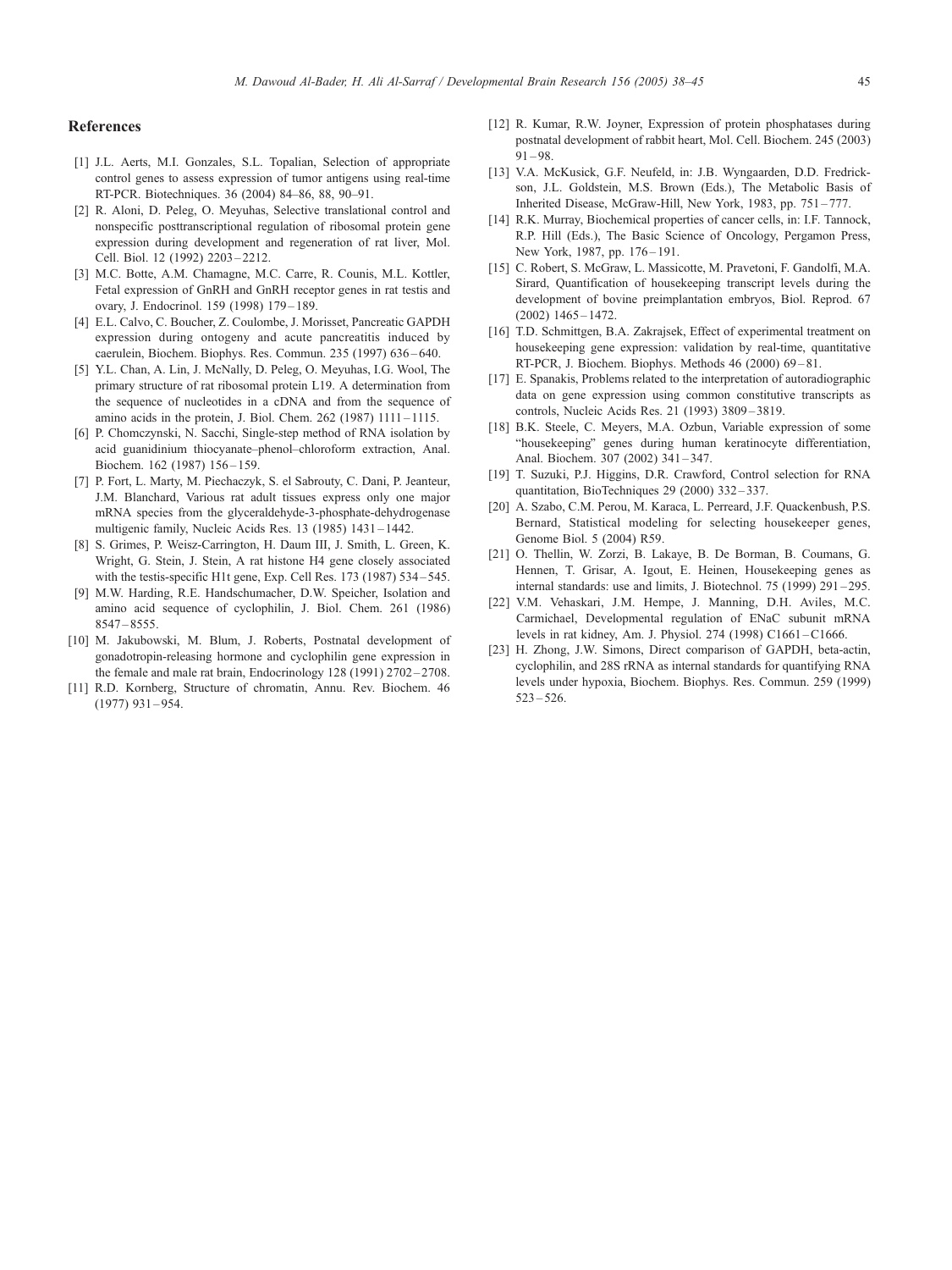## References

[1] J.L. Aerts, M.I. Gonzales, S.L. Topalian, Selection of appropriate control genes to assess expression of tumor antigens using real-time RT-PCR. Biotechniques. 36 (2004) 84–86, 88, 90–91.

[2] R. Aloni, D. Peleg, O. Meyuhas, Selective translational control and nonspecific posttranscriptional regulation of ribosomal protein gene expression during development and regeneration of rat liver, Mol. Cell. Biol. 12 (1992) 2203–2212.

[3] M.C. Botte, A.M. Chamagne, M.C. Carre, R. Counis, M.L. Kottler, Fetal expression of GnRH and GnRH receptor genes in rat testis and ovary, J. Endocrinol. 159 (1998) 179–189.

[4] E.L. Calvo, C. Boucher, Z. Coulombe, J. Morisset, Pancreatic GAPDH expression during ontogeny and acute pancreatitis induced by caerulein, Biochem. Biophys. Res. Commun. 235 (1997) 636–640.

[5] Y.L. Chan, A. Lin, J. McNally, D. Peleg, O. Meyuhas, I.G. Wool, The primary structure of rat ribosomal protein L19. A determination from the sequence of nucleotides in a cDNA and from the sequence of amino acids in the protein, J. Biol. Chem. 262 (1987) 1111–1115.

[6] P. Chomczynski, N. Sacchi, Single-step method of RNA isolation by acid guanidinium thiocyanate–phenol–chloroform extraction, Anal. Biochem. 162 (1987) 156–159.

[7] P. Fort, L. Marty, M. Piechaczyk, S. el Sabrouty, C. Dani, P. Jeanteur, J.M. Blanchard, Various rat adult tissues express only one major mRNA species from the glyceraldehyde-3-phosphate-dehydrogenase multigenic family, Nucleic Acids Res. 13 (1985) 1431–1442.

[8] S. Grimes, P. Weisz-Carrington, H. Daum III, J. Smith, L. Green, K. Wright, G. Stein, J. Stein, A rat histone H4 gene closely associated with the testis-specific H1t gene, Exp. Cell Res. 173 (1987) 534–545.

[9] M.W. Harding, R.E. Handschumacher, D.W. Speicher, Isolation and amino acid sequence of cyclophilin, J. Biol. Chem. 261 (1986) 8547–8555.

[10] M. Jakubowski, M. Blum, J. Roberts, Postnatal development of gonadotropin-releasing hormone and cyclophilin gene expression in the female and male rat brain, Endocrinology 128 (1991) 2702–2708.

[11] R.D. Kornberg, Structure of chromatin, Annu. Rev. Biochem. 46 (1977) 931–954.

[12] R. Kumar, R.W. Joyner, Expression of protein phosphatases during postnatal development of rabbit heart, Mol. Cell. Biochem. 245 (2003) 91–98.

[13] V.A. McKusick, G.F. Neufeld, in: J.B. Wyngaarden, D.D. Fredrickson, J.L. Goldstein, M.S. Brown (Eds.), The Metabolic Basis of Inherited Disease, McGraw-Hill, New York, 1983, pp. 751–777.

[14] R.K. Murray, Biochemical properties of cancer cells, in: I.F. Tannock, R.P. Hill (Eds.), The Basic Science of Oncology, Pergamon Press, New York, 1987, pp. 176–191.

[15] C. Robert, S. McGraw, L. Massicotte, M. Pravetoni, F. Gandolfi, M.A. Sirard, Quantification of housekeeping transcript levels during the development of bovine preimplantation embryos, Biol. Reprod. 67 (2002) 1465–1472.

[16] T.D. Schmittgen, B.A. Zakrajsek, Effect of experimental treatment on housekeeping gene expression: validation by real-time, quantitative RT-PCR, J. Biochem. Biophys. Methods 46 (2000) 69–81.

[17] E. Spanakis, Problems related to the interpretation of autoradiographic data on gene expression using common constitutive transcripts as controls, Nucleic Acids Res. 21 (1993) 3809–3819.

[18] B.K. Steele, C. Meyers, M.A. Ozbun, Variable expression of some "housekeeping" genes during human keratinocyte differentiation, Anal. Biochem. 307 (2002) 341–347.

[19] T. Suzuki, P.J. Higgins, D.R. Crawford, Control selection for RNA quantitation, BioTechniques 29 (2000) 332–337.

[20] A. Szabo, C.M. Perou, M. Karaca, L. Perreard, J.F. Quackenbush, P.S. Bernard, Statistical modeling for selecting housekeeper genes, Genome Biol. 5 (2004) R59.

[21] O. Thellin, W. Zorzi, B. Lakaye, B. De Borman, B. Coumans, G. Hennen, T. Grisar, A. Igout, E. Heinen, Housekeeping genes as internal standards: use and limits, J. Biotechnol. 75 (1999) 291–295.

[22] V.M. Vehaskari, J.M. Hempe, J. Manning, D.H. Aviles, M.C. Carmichael, Developmental regulation of ENaC subunit mRNA levels in rat kidney, Am. J. Physiol. 274 (1998) C1661–C1666.

[23] H. Zhong, J.W. Simons, Direct comparison of GAPDH, beta-actin, cyclophilin, and 28S rRNA as internal standards for quantifying RNA levels under hypoxia, Biochem. Biophys. Res. Commun. 259 (1999) 523–526.